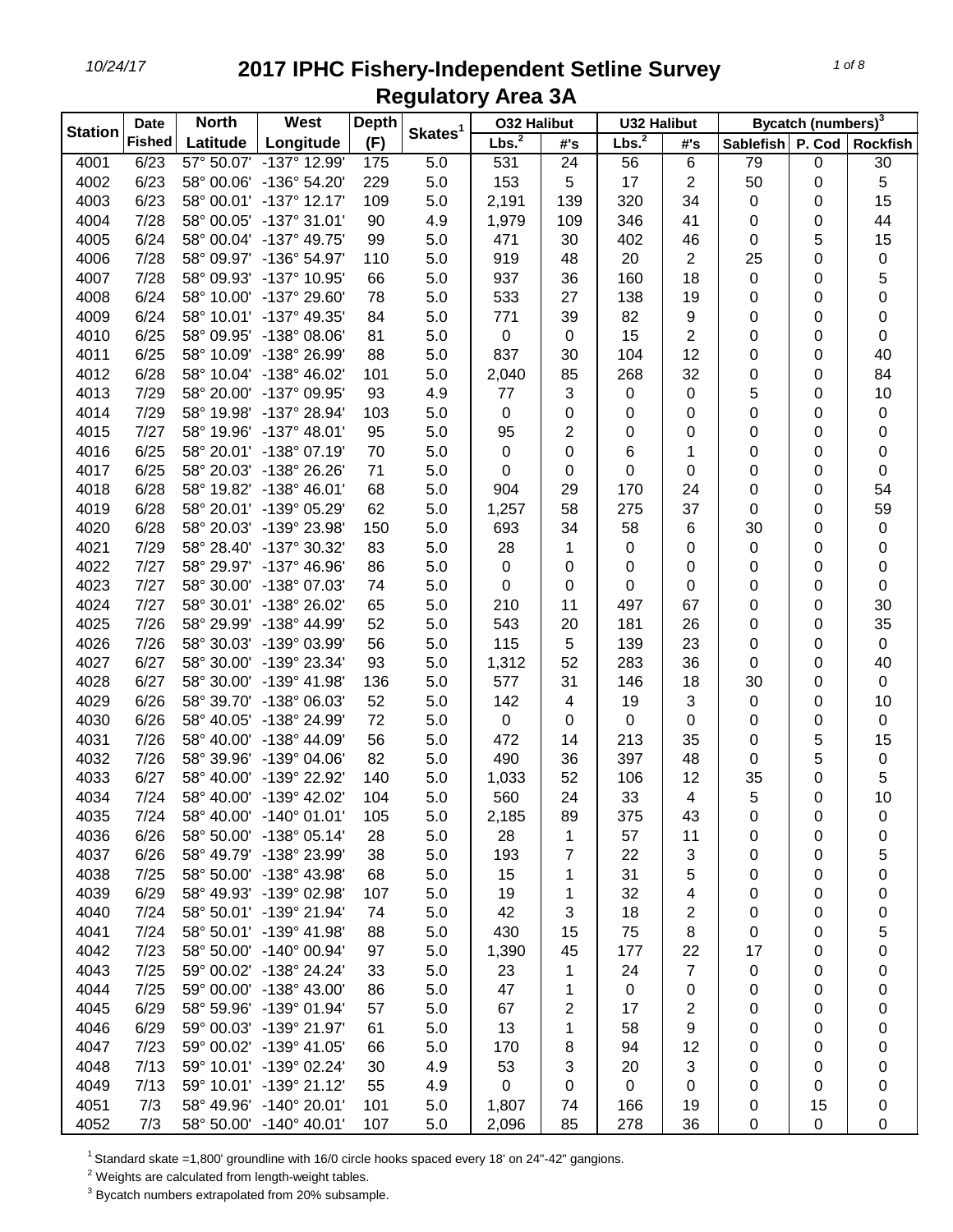# 2017 IPHC Fishery-Independent Setline Survey

## Regulatory Area 3A

10/24/17

| Station | Date Fished | North Latitude | West Longitude | Depth (F) | Skates[1] | O32 Halibut | | U32 Halibut | | Bycatch (numbers)[3] | | |
|---|---|---|---|---|---|---|---|---|---|---|---|---|
| | | | | | | Lbs.[2] | #'s | Lbs.[2] | #'s | Sablefish | P. Cod | Rockfish |
| 4001 | 6/23 | 57° 50.07' | -137° 12.99' | 175 | 5.0 | 531 | 24 | 56 | 6 | 79 | 0 | 30 |
| 4002 | 6/23 | 58° 00.06' | -136° 54.20' | 229 | 5.0 | 153 | 5 | 17 | 2 | 50 | 0 | 5 |
| 4003 | 6/23 | 58° 00.01' | -137° 12.17' | 109 | 5.0 | 2,191 | 139 | 320 | 34 | 0 | 0 | 15 |
| 4004 | 7/28 | 58° 00.05' | -137° 31.01' | 90 | 4.9 | 1,979 | 109 | 346 | 41 | 0 | 0 | 44 |
| 4005 | 6/24 | 58° 00.04' | -137° 49.75' | 99 | 5.0 | 471 | 30 | 402 | 46 | 0 | 5 | 15 |
| 4006 | 7/28 | 58° 09.97' | -136° 54.97' | 110 | 5.0 | 919 | 48 | 20 | 2 | 25 | 0 | 0 |
| 4007 | 7/28 | 58° 09.93' | -137° 10.95' | 66 | 5.0 | 937 | 36 | 160 | 18 | 0 | 0 | 5 |
| 4008 | 6/24 | 58° 10.00' | -137° 29.60' | 78 | 5.0 | 533 | 27 | 138 | 19 | 0 | 0 | 0 |
| 4009 | 6/24 | 58° 10.01' | -137° 49.35' | 84 | 5.0 | 771 | 39 | 82 | 9 | 0 | 0 | 0 |
| 4010 | 6/25 | 58° 09.95' | -138° 08.06' | 81 | 5.0 | 0 | 0 | 15 | 2 | 0 | 0 | 0 |
| 4011 | 6/25 | 58° 10.09' | -138° 26.99' | 88 | 5.0 | 837 | 30 | 104 | 12 | 0 | 0 | 40 |
| 4012 | 6/28 | 58° 10.04' | -138° 46.02' | 101 | 5.0 | 2,040 | 85 | 268 | 32 | 0 | 0 | 84 |
| 4013 | 7/29 | 58° 20.00' | -137° 09.95' | 93 | 4.9 | 77 | 3 | 0 | 0 | 5 | 0 | 10 |
| 4014 | 7/29 | 58° 19.98' | -137° 28.94' | 103 | 5.0 | 0 | 0 | 0 | 0 | 0 | 0 | 0 |
| 4015 | 7/27 | 58° 19.96' | -137° 48.01' | 95 | 5.0 | 95 | 2 | 0 | 0 | 0 | 0 | 0 |
| 4016 | 6/25 | 58° 20.01' | -138° 07.19' | 70 | 5.0 | 0 | 0 | 6 | 1 | 0 | 0 | 0 |
| 4017 | 6/25 | 58° 20.03' | -138° 26.26' | 71 | 5.0 | 0 | 0 | 0 | 0 | 0 | 0 | 0 |
| 4018 | 6/28 | 58° 19.82' | -138° 46.01' | 68 | 5.0 | 904 | 29 | 170 | 24 | 0 | 0 | 54 |
| 4019 | 6/28 | 58° 20.01' | -139° 05.29' | 62 | 5.0 | 1,257 | 58 | 275 | 37 | 0 | 0 | 59 |
| 4020 | 6/28 | 58° 20.03' | -139° 23.98' | 150 | 5.0 | 693 | 34 | 58 | 6 | 30 | 0 | 0 |
| 4021 | 7/29 | 58° 28.40' | -137° 30.32' | 83 | 5.0 | 28 | 1 | 0 | 0 | 0 | 0 | 0 |
| 4022 | 7/27 | 58° 29.97' | -137° 46.96' | 86 | 5.0 | 0 | 0 | 0 | 0 | 0 | 0 | 0 |
| 4023 | 7/27 | 58° 30.00' | -138° 07.03' | 74 | 5.0 | 0 | 0 | 0 | 0 | 0 | 0 | 0 |
| 4024 | 7/27 | 58° 30.01' | -138° 26.02' | 65 | 5.0 | 210 | 11 | 497 | 67 | 0 | 0 | 30 |
| 4025 | 7/26 | 58° 29.99' | -138° 44.99' | 52 | 5.0 | 543 | 20 | 181 | 26 | 0 | 0 | 35 |
| 4026 | 7/26 | 58° 30.03' | -139° 03.99' | 56 | 5.0 | 115 | 5 | 139 | 23 | 0 | 0 | 0 |
| 4027 | 6/27 | 58° 30.00' | -139° 23.34' | 93 | 5.0 | 1,312 | 52 | 283 | 36 | 0 | 0 | 40 |
| 4028 | 6/27 | 58° 30.00' | -139° 41.98' | 136 | 5.0 | 577 | 31 | 146 | 18 | 30 | 0 | 0 |
| 4029 | 6/26 | 58° 39.70' | -138° 06.03' | 52 | 5.0 | 142 | 4 | 19 | 3 | 0 | 0 | 10 |
| 4030 | 6/26 | 58° 40.05' | -138° 24.99' | 72 | 5.0 | 0 | 0 | 0 | 0 | 0 | 0 | 0 |
| 4031 | 7/26 | 58° 40.00' | -138° 44.09' | 56 | 5.0 | 472 | 14 | 213 | 35 | 0 | 5 | 15 |
| 4032 | 7/26 | 58° 39.96' | -139° 04.06' | 82 | 5.0 | 490 | 36 | 397 | 48 | 0 | 5 | 0 |
| 4033 | 6/27 | 58° 40.00' | -139° 22.92' | 140 | 5.0 | 1,033 | 52 | 106 | 12 | 35 | 0 | 5 |
| 4034 | 7/24 | 58° 40.00' | -139° 42.02' | 104 | 5.0 | 560 | 24 | 33 | 4 | 5 | 0 | 10 |
| 4035 | 7/24 | 58° 40.00' | -140° 01.01' | 105 | 5.0 | 2,185 | 89 | 375 | 43 | 0 | 0 | 0 |
| 4036 | 6/26 | 58° 50.00' | -138° 05.14' | 28 | 5.0 | 28 | 1 | 57 | 11 | 0 | 0 | 0 |
| 4037 | 6/26 | 58° 49.79' | -138° 23.99' | 38 | 5.0 | 193 | 7 | 22 | 3 | 0 | 0 | 5 |
| 4038 | 7/25 | 58° 50.00' | -138° 43.98' | 68 | 5.0 | 15 | 1 | 31 | 5 | 0 | 0 | 0 |
| 4039 | 6/29 | 58° 49.93' | -139° 02.98' | 107 | 5.0 | 19 | 1 | 32 | 4 | 0 | 0 | 0 |
| 4040 | 7/24 | 58° 50.01' | -139° 21.94' | 74 | 5.0 | 42 | 3 | 18 | 2 | 0 | 0 | 0 |
| 4041 | 7/24 | 58° 50.01' | -139° 41.98' | 88 | 5.0 | 430 | 15 | 75 | 8 | 0 | 0 | 5 |
| 4042 | 7/23 | 58° 50.00' | -140° 00.94' | 97 | 5.0 | 1,390 | 45 | 177 | 22 | 17 | 0 | 0 |
| 4043 | 7/25 | 59° 00.02' | -138° 24.24' | 33 | 5.0 | 23 | 1 | 24 | 7 | 0 | 0 | 0 |
| 4044 | 7/25 | 59° 00.00' | -138° 43.00' | 86 | 5.0 | 47 | 1 | 0 | 0 | 0 | 0 | 0 |
| 4045 | 6/29 | 58° 59.96' | -139° 01.94' | 57 | 5.0 | 67 | 2 | 17 | 2 | 0 | 0 | 0 |
| 4046 | 6/29 | 59° 00.03' | -139° 21.97' | 61 | 5.0 | 13 | 1 | 58 | 9 | 0 | 0 | 0 |
| 4047 | 7/23 | 59° 00.02' | -139° 41.05' | 66 | 5.0 | 170 | 8 | 94 | 12 | 0 | 0 | 0 |
| 4048 | 7/13 | 59° 10.01' | -139° 02.24' | 30 | 4.9 | 53 | 3 | 20 | 3 | 0 | 0 | 0 |
| 4049 | 7/13 | 59° 10.01' | -139° 21.12' | 55 | 4.9 | 0 | 0 | 0 | 0 | 0 | 0 | 0 |
| 4051 | 7/3 | 58° 49.96' | -140° 20.01' | 101 | 5.0 | 1,807 | 74 | 166 | 19 | 0 | 15 | 0 |
| 4052 | 7/3 | 58° 50.00' | -140° 40.01' | 107 | 5.0 | 2,096 | 85 | 278 | 36 | 0 | 0 | 0 |

[1] Standard skate =1,800' groundline with 16/0 circle hooks spaced every 18' on 24"-42" gangions.

[2] Weights are calculated from length-weight tables.

[3] Bycatch numbers extrapolated from 20% subsample.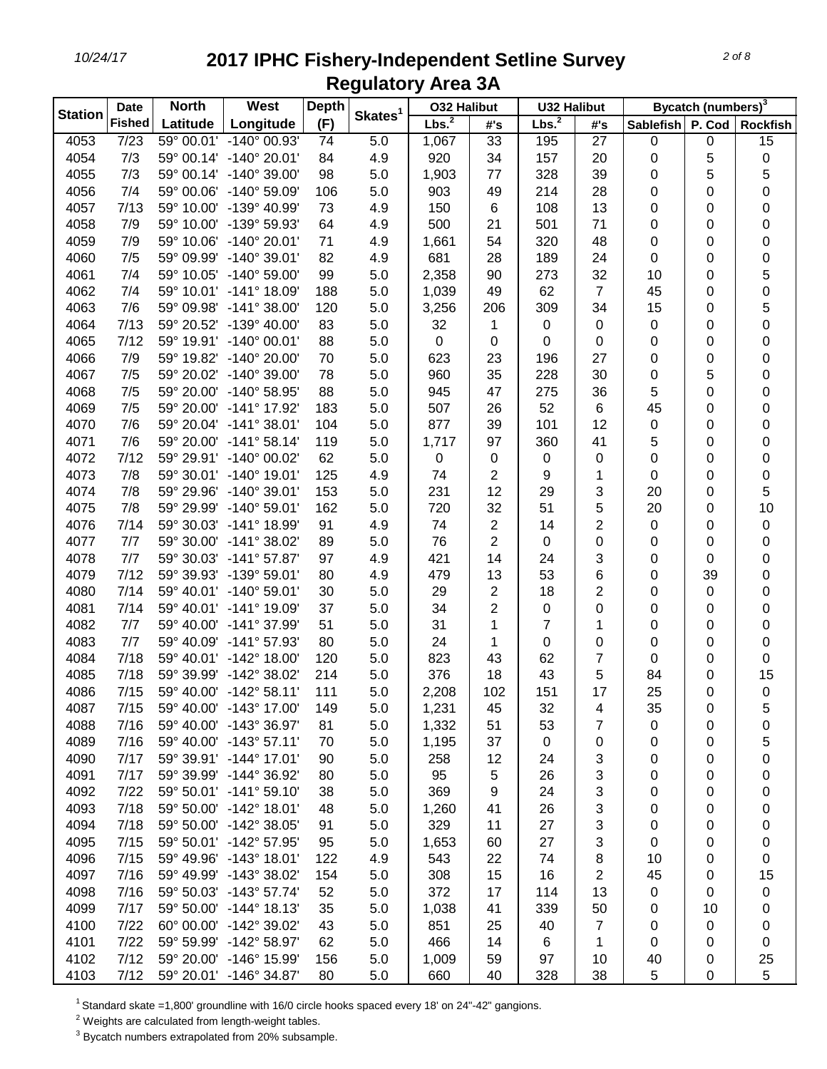# 2017 IPHC Fishery-Independent Setline Survey

## Regulatory Area 3A

| Station | Date Fished | North Latitude | West Longitude | Depth (F) | Skates[1] | O32 Halibut | | U32 Halibut | | Bycatch (numbers)[3] | | |
|---|---|---|---|---|---|---|---|---|---|---|---|---|
| | | | | | | Lbs.[2] | #'s | Lbs.[2] | #'s | Sablefish | P. Cod | Rockfish |
| 4053 | 7/23 | 59° 00.01' | -140° 00.93' | 74 | 5.0 | 1,067 | 33 | 195 | 27 | 0 | 0 | 15 |
| 4054 | 7/3 | 59° 00.14' | -140° 20.01' | 84 | 4.9 | 920 | 34 | 157 | 20 | 0 | 5 | 0 |
| 4055 | 7/3 | 59° 00.14' | -140° 39.00' | 98 | 5.0 | 1,903 | 77 | 328 | 39 | 0 | 5 | 5 |
| 4056 | 7/4 | 59° 00.06' | -140° 59.09' | 106 | 5.0 | 903 | 49 | 214 | 28 | 0 | 0 | 0 |
| 4057 | 7/13 | 59° 10.00' | -139° 40.99' | 73 | 4.9 | 150 | 6 | 108 | 13 | 0 | 0 | 0 |
| 4058 | 7/9 | 59° 10.00' | -139° 59.93' | 64 | 4.9 | 500 | 21 | 501 | 71 | 0 | 0 | 0 |
| 4059 | 7/9 | 59° 10.06' | -140° 20.01' | 71 | 4.9 | 1,661 | 54 | 320 | 48 | 0 | 0 | 0 |
| 4060 | 7/5 | 59° 09.99' | -140° 39.01' | 82 | 4.9 | 681 | 28 | 189 | 24 | 0 | 0 | 0 |
| 4061 | 7/4 | 59° 10.05' | -140° 59.00' | 99 | 5.0 | 2,358 | 90 | 273 | 32 | 10 | 0 | 5 |
| 4062 | 7/4 | 59° 10.01' | -141° 18.09' | 188 | 5.0 | 1,039 | 49 | 62 | 7 | 45 | 0 | 0 |
| 4063 | 7/6 | 59° 09.98' | -141° 38.00' | 120 | 5.0 | 3,256 | 206 | 309 | 34 | 15 | 0 | 5 |
| 4064 | 7/13 | 59° 20.52' | -139° 40.00' | 83 | 5.0 | 32 | 1 | 0 | 0 | 0 | 0 | 0 |
| 4065 | 7/12 | 59° 19.91' | -140° 00.01' | 88 | 5.0 | 0 | 0 | 0 | 0 | 0 | 0 | 0 |
| 4066 | 7/9 | 59° 19.82' | -140° 20.00' | 70 | 5.0 | 623 | 23 | 196 | 27 | 0 | 0 | 0 |
| 4067 | 7/5 | 59° 20.02' | -140° 39.00' | 78 | 5.0 | 960 | 35 | 228 | 30 | 0 | 5 | 0 |
| 4068 | 7/5 | 59° 20.00' | -140° 58.95' | 88 | 5.0 | 945 | 47 | 275 | 36 | 5 | 0 | 0 |
| 4069 | 7/5 | 59° 20.00' | -141° 17.92' | 183 | 5.0 | 507 | 26 | 52 | 6 | 45 | 0 | 0 |
| 4070 | 7/6 | 59° 20.04' | -141° 38.01' | 104 | 5.0 | 877 | 39 | 101 | 12 | 0 | 0 | 0 |
| 4071 | 7/6 | 59° 20.00' | -141° 58.14' | 119 | 5.0 | 1,717 | 97 | 360 | 41 | 5 | 0 | 0 |
| 4072 | 7/12 | 59° 29.91' | -140° 00.02' | 62 | 5.0 | 0 | 0 | 0 | 0 | 0 | 0 | 0 |
| 4073 | 7/8 | 59° 30.01' | -140° 19.01' | 125 | 4.9 | 74 | 2 | 9 | 1 | 0 | 0 | 0 |
| 4074 | 7/8 | 59° 29.96' | -140° 39.01' | 153 | 5.0 | 231 | 12 | 29 | 3 | 20 | 0 | 5 |
| 4075 | 7/8 | 59° 29.99' | -140° 59.01' | 162 | 5.0 | 720 | 32 | 51 | 5 | 20 | 0 | 10 |
| 4076 | 7/14 | 59° 30.03' | -141° 18.99' | 91 | 4.9 | 74 | 2 | 14 | 2 | 0 | 0 | 0 |
| 4077 | 7/7 | 59° 30.00' | -141° 38.02' | 89 | 5.0 | 76 | 2 | 0 | 0 | 0 | 0 | 0 |
| 4078 | 7/7 | 59° 30.03' | -141° 57.87' | 97 | 4.9 | 421 | 14 | 24 | 3 | 0 | 0 | 0 |
| 4079 | 7/12 | 59° 39.93' | -139° 59.01' | 80 | 4.9 | 479 | 13 | 53 | 6 | 0 | 39 | 0 |
| 4080 | 7/14 | 59° 40.01' | -140° 59.01' | 30 | 5.0 | 29 | 2 | 18 | 2 | 0 | 0 | 0 |
| 4081 | 7/14 | 59° 40.01' | -141° 19.09' | 37 | 5.0 | 34 | 2 | 0 | 0 | 0 | 0 | 0 |
| 4082 | 7/7 | 59° 40.00' | -141° 37.99' | 51 | 5.0 | 31 | 1 | 7 | 1 | 0 | 0 | 0 |
| 4083 | 7/7 | 59° 40.09' | -141° 57.93' | 80 | 5.0 | 24 | 1 | 0 | 0 | 0 | 0 | 0 |
| 4084 | 7/18 | 59° 40.01' | -142° 18.00' | 120 | 5.0 | 823 | 43 | 62 | 7 | 0 | 0 | 0 |
| 4085 | 7/18 | 59° 39.99' | -142° 38.02' | 214 | 5.0 | 376 | 18 | 43 | 5 | 84 | 0 | 15 |
| 4086 | 7/15 | 59° 40.00' | -142° 58.11' | 111 | 5.0 | 2,208 | 102 | 151 | 17 | 25 | 0 | 0 |
| 4087 | 7/15 | 59° 40.00' | -143° 17.00' | 149 | 5.0 | 1,231 | 45 | 32 | 4 | 35 | 0 | 5 |
| 4088 | 7/16 | 59° 40.00' | -143° 36.97' | 81 | 5.0 | 1,332 | 51 | 53 | 7 | 0 | 0 | 0 |
| 4089 | 7/16 | 59° 40.00' | -143° 57.11' | 70 | 5.0 | 1,195 | 37 | 0 | 0 | 0 | 0 | 5 |
| 4090 | 7/17 | 59° 39.91' | -144° 17.01' | 90 | 5.0 | 258 | 12 | 24 | 3 | 0 | 0 | 0 |
| 4091 | 7/17 | 59° 39.99' | -144° 36.92' | 80 | 5.0 | 95 | 5 | 26 | 3 | 0 | 0 | 0 |
| 4092 | 7/22 | 59° 50.01' | -141° 59.10' | 38 | 5.0 | 369 | 9 | 24 | 3 | 0 | 0 | 0 |
| 4093 | 7/18 | 59° 50.00' | -142° 18.01' | 48 | 5.0 | 1,260 | 41 | 26 | 3 | 0 | 0 | 0 |
| 4094 | 7/18 | 59° 50.00' | -142° 38.05' | 91 | 5.0 | 329 | 11 | 27 | 3 | 0 | 0 | 0 |
| 4095 | 7/15 | 59° 50.01' | -142° 57.95' | 95 | 5.0 | 1,653 | 60 | 27 | 3 | 0 | 0 | 0 |
| 4096 | 7/15 | 59° 49.96' | -143° 18.01' | 122 | 4.9 | 543 | 22 | 74 | 8 | 10 | 0 | 0 |
| 4097 | 7/16 | 59° 49.99' | -143° 38.02' | 154 | 5.0 | 308 | 15 | 16 | 2 | 45 | 0 | 15 |
| 4098 | 7/16 | 59° 50.03' | -143° 57.74' | 52 | 5.0 | 372 | 17 | 114 | 13 | 0 | 0 | 0 |
| 4099 | 7/17 | 59° 50.00' | -144° 18.13' | 35 | 5.0 | 1,038 | 41 | 339 | 50 | 0 | 10 | 0 |
| 4100 | 7/22 | 60° 00.00' | -142° 39.02' | 43 | 5.0 | 851 | 25 | 40 | 7 | 0 | 0 | 0 |
| 4101 | 7/22 | 59° 59.99' | -142° 58.97' | 62 | 5.0 | 466 | 14 | 6 | 1 | 0 | 0 | 0 |
| 4102 | 7/12 | 59° 20.00' | -146° 15.99' | 156 | 5.0 | 1,009 | 59 | 97 | 10 | 40 | 0 | 25 |
| 4103 | 7/12 | 59° 20.01' | -146° 34.87' | 80 | 5.0 | 660 | 40 | 328 | 38 | 5 | 0 | 5 |

[1] Standard skate =1,800' groundline with 16/0 circle hooks spaced every 18' on 24"-42" gangions.

[2] Weights are calculated from length-weight tables.

[3] Bycatch numbers extrapolated from 20% subsample.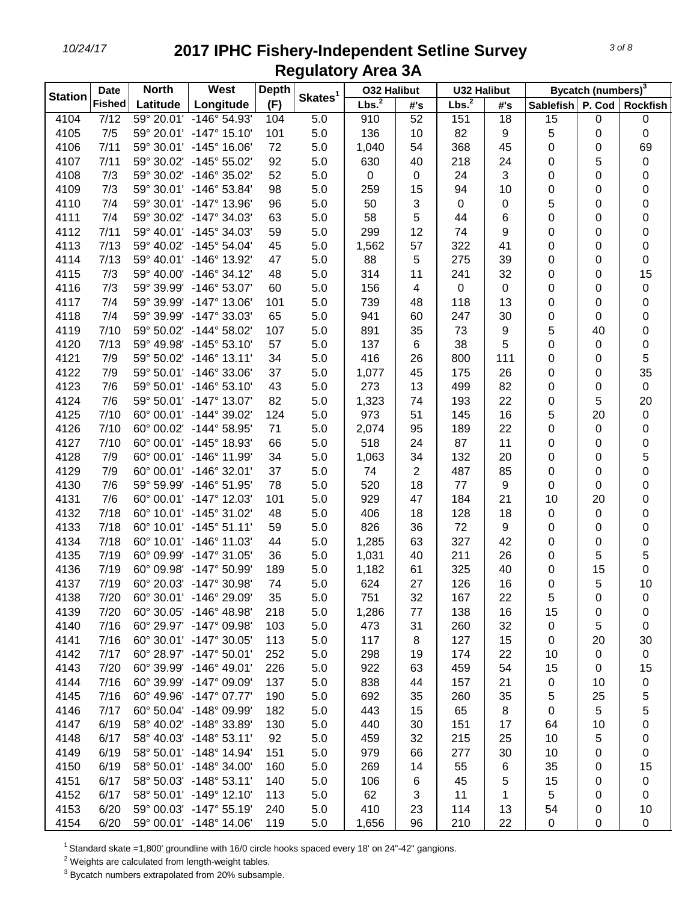# 2017 IPHC Fishery-Independent Setline Survey

## Regulatory Area 3A

| Station | Date Fished | North Latitude | West Longitude | Depth (F) | Skates[1] | O32 Halibut | | U32 Halibut | | Bycatch (numbers)[3] | | |
|---|---|---|---|---|---|---|---|---|---|---|---|---|
| | | | | | | Lbs.[2] | #'s | Lbs.[2] | #'s | Sablefish | P. Cod | Rockfish |
| 4104 | 7/12 | 59° 20.01' | -146° 54.93' | 104 | 5.0 | 910 | 52 | 151 | 18 | 15 | 0 | 0 |
| 4105 | 7/5 | 59° 20.01' | -147° 15.10' | 101 | 5.0 | 136 | 10 | 82 | 9 | 5 | 0 | 0 |
| 4106 | 7/11 | 59° 30.01' | -145° 16.06' | 72 | 5.0 | 1,040 | 54 | 368 | 45 | 0 | 0 | 69 |
| 4107 | 7/11 | 59° 30.02' | -145° 55.02' | 92 | 5.0 | 630 | 40 | 218 | 24 | 0 | 5 | 0 |
| 4108 | 7/3 | 59° 30.02' | -146° 35.02' | 52 | 5.0 | 0 | 0 | 24 | 3 | 0 | 0 | 0 |
| 4109 | 7/3 | 59° 30.01' | -146° 53.84' | 98 | 5.0 | 259 | 15 | 94 | 10 | 0 | 0 | 0 |
| 4110 | 7/4 | 59° 30.01' | -147° 13.96' | 96 | 5.0 | 50 | 3 | 0 | 0 | 5 | 0 | 0 |
| 4111 | 7/4 | 59° 30.02' | -147° 34.03' | 63 | 5.0 | 58 | 5 | 44 | 6 | 0 | 0 | 0 |
| 4112 | 7/11 | 59° 40.01' | -145° 34.03' | 59 | 5.0 | 299 | 12 | 74 | 9 | 0 | 0 | 0 |
| 4113 | 7/13 | 59° 40.02' | -145° 54.04' | 45 | 5.0 | 1,562 | 57 | 322 | 41 | 0 | 0 | 0 |
| 4114 | 7/13 | 59° 40.01' | -146° 13.92' | 47 | 5.0 | 88 | 5 | 275 | 39 | 0 | 0 | 0 |
| 4115 | 7/3 | 59° 40.00' | -146° 34.12' | 48 | 5.0 | 314 | 11 | 241 | 32 | 0 | 0 | 15 |
| 4116 | 7/3 | 59° 39.99' | -146° 53.07' | 60 | 5.0 | 156 | 4 | 0 | 0 | 0 | 0 | 0 |
| 4117 | 7/4 | 59° 39.99' | -147° 13.06' | 101 | 5.0 | 739 | 48 | 118 | 13 | 0 | 0 | 0 |
| 4118 | 7/4 | 59° 39.99' | -147° 33.03' | 65 | 5.0 | 941 | 60 | 247 | 30 | 0 | 0 | 0 |
| 4119 | 7/10 | 59° 50.02' | -144° 58.02' | 107 | 5.0 | 891 | 35 | 73 | 9 | 5 | 40 | 0 |
| 4120 | 7/13 | 59° 49.98' | -145° 53.10' | 57 | 5.0 | 137 | 6 | 38 | 5 | 0 | 0 | 0 |
| 4121 | 7/9 | 59° 50.02' | -146° 13.11' | 34 | 5.0 | 416 | 26 | 800 | 111 | 0 | 0 | 5 |
| 4122 | 7/9 | 59° 50.01' | -146° 33.06' | 37 | 5.0 | 1,077 | 45 | 175 | 26 | 0 | 0 | 35 |
| 4123 | 7/6 | 59° 50.01' | -146° 53.10' | 43 | 5.0 | 273 | 13 | 499 | 82 | 0 | 0 | 0 |
| 4124 | 7/6 | 59° 50.01' | -147° 13.07' | 82 | 5.0 | 1,323 | 74 | 193 | 22 | 0 | 5 | 20 |
| 4125 | 7/10 | 60° 00.01' | -144° 39.02' | 124 | 5.0 | 973 | 51 | 145 | 16 | 5 | 20 | 0 |
| 4126 | 7/10 | 60° 00.02' | -144° 58.95' | 71 | 5.0 | 2,074 | 95 | 189 | 22 | 0 | 0 | 0 |
| 4127 | 7/10 | 60° 00.01' | -145° 18.93' | 66 | 5.0 | 518 | 24 | 87 | 11 | 0 | 0 | 0 |
| 4128 | 7/9 | 60° 00.01' | -146° 11.99' | 34 | 5.0 | 1,063 | 34 | 132 | 20 | 0 | 0 | 5 |
| 4129 | 7/9 | 60° 00.01' | -146° 32.01' | 37 | 5.0 | 74 | 2 | 487 | 85 | 0 | 0 | 0 |
| 4130 | 7/6 | 59° 59.99' | -146° 51.95' | 78 | 5.0 | 520 | 18 | 77 | 9 | 0 | 0 | 0 |
| 4131 | 7/6 | 60° 00.01' | -147° 12.03' | 101 | 5.0 | 929 | 47 | 184 | 21 | 10 | 20 | 0 |
| 4132 | 7/18 | 60° 10.01' | -145° 31.02' | 48 | 5.0 | 406 | 18 | 128 | 18 | 0 | 0 | 0 |
| 4133 | 7/18 | 60° 10.01' | -145° 51.11' | 59 | 5.0 | 826 | 36 | 72 | 9 | 0 | 0 | 0 |
| 4134 | 7/18 | 60° 10.01' | -146° 11.03' | 44 | 5.0 | 1,285 | 63 | 327 | 42 | 0 | 0 | 0 |
| 4135 | 7/19 | 60° 09.99' | -147° 31.05' | 36 | 5.0 | 1,031 | 40 | 211 | 26 | 0 | 5 | 5 |
| 4136 | 7/19 | 60° 09.98' | -147° 50.99' | 189 | 5.0 | 1,182 | 61 | 325 | 40 | 0 | 15 | 0 |
| 4137 | 7/19 | 60° 20.03' | -147° 30.98' | 74 | 5.0 | 624 | 27 | 126 | 16 | 0 | 5 | 10 |
| 4138 | 7/20 | 60° 30.01' | -146° 29.09' | 35 | 5.0 | 751 | 32 | 167 | 22 | 5 | 0 | 0 |
| 4139 | 7/20 | 60° 30.05' | -146° 48.98' | 218 | 5.0 | 1,286 | 77 | 138 | 16 | 15 | 0 | 0 |
| 4140 | 7/16 | 60° 29.97' | -147° 09.98' | 103 | 5.0 | 473 | 31 | 260 | 32 | 0 | 5 | 0 |
| 4141 | 7/16 | 60° 30.01' | -147° 30.05' | 113 | 5.0 | 117 | 8 | 127 | 15 | 0 | 20 | 30 |
| 4142 | 7/17 | 60° 28.97' | -147° 50.01' | 252 | 5.0 | 298 | 19 | 174 | 22 | 10 | 0 | 0 |
| 4143 | 7/20 | 60° 39.99' | -146° 49.01' | 226 | 5.0 | 922 | 63 | 459 | 54 | 15 | 0 | 15 |
| 4144 | 7/16 | 60° 39.99' | -147° 09.09' | 137 | 5.0 | 838 | 44 | 157 | 21 | 0 | 10 | 0 |
| 4145 | 7/16 | 60° 49.96' | -147° 07.77' | 190 | 5.0 | 692 | 35 | 260 | 35 | 5 | 25 | 5 |
| 4146 | 7/17 | 60° 50.04' | -148° 09.99' | 182 | 5.0 | 443 | 15 | 65 | 8 | 0 | 5 | 5 |
| 4147 | 6/19 | 58° 40.02' | -148° 33.89' | 130 | 5.0 | 440 | 30 | 151 | 17 | 64 | 10 | 0 |
| 4148 | 6/17 | 58° 40.03' | -148° 53.11' | 92 | 5.0 | 459 | 32 | 215 | 25 | 10 | 5 | 0 |
| 4149 | 6/19 | 58° 50.01' | -148° 14.94' | 151 | 5.0 | 979 | 66 | 277 | 30 | 10 | 0 | 0 |
| 4150 | 6/19 | 58° 50.01' | -148° 34.00' | 160 | 5.0 | 269 | 14 | 55 | 6 | 35 | 0 | 15 |
| 4151 | 6/17 | 58° 50.03' | -148° 53.11' | 140 | 5.0 | 106 | 6 | 45 | 5 | 15 | 0 | 0 |
| 4152 | 6/17 | 58° 50.01' | -149° 12.10' | 113 | 5.0 | 62 | 3 | 11 | 1 | 5 | 0 | 0 |
| 4153 | 6/20 | 59° 00.03' | -147° 55.19' | 240 | 5.0 | 410 | 23 | 114 | 13 | 54 | 0 | 10 |
| 4154 | 6/20 | 59° 00.01' | -148° 14.06' | 119 | 5.0 | 1,656 | 96 | 210 | 22 | 0 | 0 | 0 |

[1] Standard skate =1,800' groundline with 16/0 circle hooks spaced every 18' on 24"-42" gangions.

[2] Weights are calculated from length-weight tables.

[3] Bycatch numbers extrapolated from 20% subsample.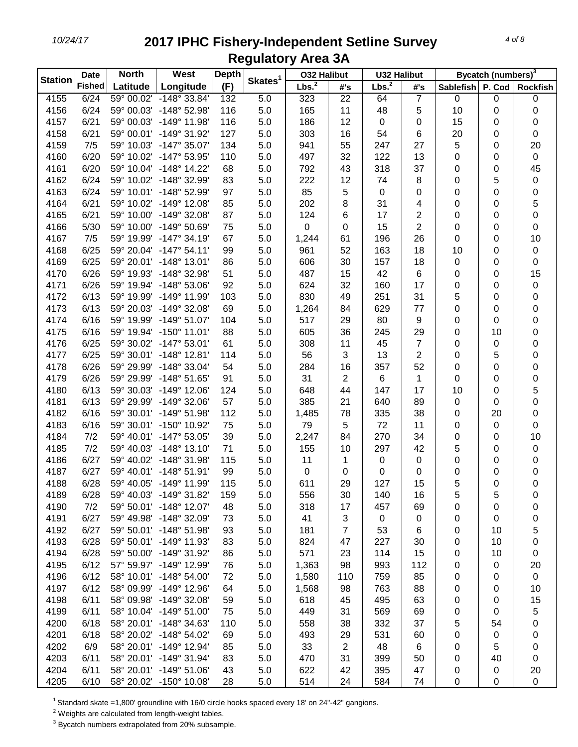# 2017 IPHC Fishery-Independent Setline Survey
## Regulatory Area 3A

| Station | Date Fished | North Latitude | West Longitude | Depth (F) | Skates[1] | O32 Halibut Lbs.[2] | O32 Halibut #'s | U32 Halibut Lbs.[2] | U32 Halibut #'s | Bycatch (numbers)[3] Sablefish | P. Cod | Rockfish |
|---|---|---|---|---|---|---|---|---|---|---|---|---|
| 4155 | 6/24 | 59° 00.02' | -148° 33.84' | 132 | 5.0 | 323 | 22 | 64 | 7 | 0 | 0 | 0 |
| 4156 | 6/24 | 59° 00.03' | -148° 52.98' | 116 | 5.0 | 165 | 11 | 48 | 5 | 10 | 0 | 0 |
| 4157 | 6/21 | 59° 00.03' | -149° 11.98' | 116 | 5.0 | 186 | 12 | 0 | 0 | 15 | 0 | 0 |
| 4158 | 6/21 | 59° 00.01' | -149° 31.92' | 127 | 5.0 | 303 | 16 | 54 | 6 | 20 | 0 | 0 |
| 4159 | 7/5 | 59° 10.03' | -147° 35.07' | 134 | 5.0 | 941 | 55 | 247 | 27 | 5 | 0 | 20 |
| 4160 | 6/20 | 59° 10.02' | -147° 53.95' | 110 | 5.0 | 497 | 32 | 122 | 13 | 0 | 0 | 0 |
| 4161 | 6/20 | 59° 10.04' | -148° 14.22' | 68 | 5.0 | 792 | 43 | 318 | 37 | 0 | 0 | 45 |
| 4162 | 6/24 | 59° 10.02' | -148° 32.99' | 83 | 5.0 | 222 | 12 | 74 | 8 | 0 | 5 | 0 |
| 4163 | 6/24 | 59° 10.01' | -148° 52.99' | 97 | 5.0 | 85 | 5 | 0 | 0 | 0 | 0 | 0 |
| 4164 | 6/21 | 59° 10.02' | -149° 12.08' | 85 | 5.0 | 202 | 8 | 31 | 4 | 0 | 0 | 5 |
| 4165 | 6/21 | 59° 10.00' | -149° 32.08' | 87 | 5.0 | 124 | 6 | 17 | 2 | 0 | 0 | 0 |
| 4166 | 5/30 | 59° 10.00' | -149° 50.69' | 75 | 5.0 | 0 | 0 | 15 | 2 | 0 | 0 | 0 |
| 4167 | 7/5 | 59° 19.99' | -147° 34.19' | 67 | 5.0 | 1,244 | 61 | 196 | 26 | 0 | 0 | 10 |
| 4168 | 6/25 | 59° 20.04' | -147° 54.11' | 99 | 5.0 | 961 | 52 | 163 | 18 | 10 | 0 | 0 |
| 4169 | 6/25 | 59° 20.01' | -148° 13.01' | 86 | 5.0 | 606 | 30 | 157 | 18 | 0 | 0 | 0 |
| 4170 | 6/26 | 59° 19.93' | -148° 32.98' | 51 | 5.0 | 487 | 15 | 42 | 6 | 0 | 0 | 15 |
| 4171 | 6/26 | 59° 19.94' | -148° 53.06' | 92 | 5.0 | 624 | 32 | 160 | 17 | 0 | 0 | 0 |
| 4172 | 6/13 | 59° 19.99' | -149° 11.99' | 103 | 5.0 | 830 | 49 | 251 | 31 | 5 | 0 | 0 |
| 4173 | 6/13 | 59° 20.03' | -149° 32.08' | 69 | 5.0 | 1,264 | 84 | 629 | 77 | 0 | 0 | 0 |
| 4174 | 6/16 | 59° 19.99' | -149° 51.07' | 104 | 5.0 | 517 | 29 | 80 | 9 | 0 | 0 | 0 |
| 4175 | 6/16 | 59° 19.94' | -150° 11.01' | 88 | 5.0 | 605 | 36 | 245 | 29 | 0 | 10 | 0 |
| 4176 | 6/25 | 59° 30.02' | -147° 53.01' | 61 | 5.0 | 308 | 11 | 45 | 7 | 0 | 0 | 0 |
| 4177 | 6/25 | 59° 30.01' | -148° 12.81' | 114 | 5.0 | 56 | 3 | 13 | 2 | 0 | 5 | 0 |
| 4178 | 6/26 | 59° 29.99' | -148° 33.04' | 54 | 5.0 | 284 | 16 | 357 | 52 | 0 | 0 | 0 |
| 4179 | 6/26 | 59° 29.99' | -148° 51.65' | 91 | 5.0 | 31 | 2 | 6 | 1 | 0 | 0 | 0 |
| 4180 | 6/13 | 59° 30.03' | -149° 12.06' | 124 | 5.0 | 648 | 44 | 147 | 17 | 10 | 0 | 5 |
| 4181 | 6/13 | 59° 29.99' | -149° 32.06' | 57 | 5.0 | 385 | 21 | 640 | 89 | 0 | 0 | 0 |
| 4182 | 6/16 | 59° 30.01' | -149° 51.98' | 112 | 5.0 | 1,485 | 78 | 335 | 38 | 0 | 20 | 0 |
| 4183 | 6/16 | 59° 30.01' | -150° 10.92' | 75 | 5.0 | 79 | 5 | 72 | 11 | 0 | 0 | 0 |
| 4184 | 7/2 | 59° 40.01' | -147° 53.05' | 39 | 5.0 | 2,247 | 84 | 270 | 34 | 0 | 0 | 10 |
| 4185 | 7/2 | 59° 40.03' | -148° 13.10' | 71 | 5.0 | 155 | 10 | 297 | 42 | 5 | 0 | 0 |
| 4186 | 6/27 | 59° 40.02' | -148° 31.98' | 115 | 5.0 | 11 | 1 | 0 | 0 | 0 | 0 | 0 |
| 4187 | 6/27 | 59° 40.01' | -148° 51.91' | 99 | 5.0 | 0 | 0 | 0 | 0 | 0 | 0 | 0 |
| 4188 | 6/28 | 59° 40.05' | -149° 11.99' | 115 | 5.0 | 611 | 29 | 127 | 15 | 5 | 0 | 0 |
| 4189 | 6/28 | 59° 40.03' | -149° 31.82' | 159 | 5.0 | 556 | 30 | 140 | 16 | 5 | 5 | 0 |
| 4190 | 7/2 | 59° 50.01' | -148° 12.07' | 48 | 5.0 | 318 | 17 | 457 | 69 | 0 | 0 | 0 |
| 4191 | 6/27 | 59° 49.98' | -148° 32.09' | 73 | 5.0 | 41 | 3 | 0 | 0 | 0 | 0 | 0 |
| 4192 | 6/27 | 59° 50.01' | -148° 51.98' | 93 | 5.0 | 181 | 7 | 53 | 6 | 0 | 10 | 5 |
| 4193 | 6/28 | 59° 50.01' | -149° 11.93' | 83 | 5.0 | 824 | 47 | 227 | 30 | 0 | 10 | 0 |
| 4194 | 6/28 | 59° 50.00' | -149° 31.92' | 86 | 5.0 | 571 | 23 | 114 | 15 | 0 | 10 | 0 |
| 4195 | 6/12 | 57° 59.97' | -149° 12.99' | 76 | 5.0 | 1,363 | 98 | 993 | 112 | 0 | 0 | 20 |
| 4196 | 6/12 | 58° 10.01' | -148° 54.00' | 72 | 5.0 | 1,580 | 110 | 759 | 85 | 0 | 0 | 0 |
| 4197 | 6/12 | 58° 09.99' | -149° 12.96' | 64 | 5.0 | 1,568 | 98 | 763 | 88 | 0 | 0 | 10 |
| 4198 | 6/11 | 58° 09.98' | -149° 32.08' | 59 | 5.0 | 618 | 45 | 495 | 63 | 0 | 0 | 15 |
| 4199 | 6/11 | 58° 10.04' | -149° 51.00' | 75 | 5.0 | 449 | 31 | 569 | 69 | 0 | 0 | 5 |
| 4200 | 6/18 | 58° 20.01' | -148° 34.63' | 110 | 5.0 | 558 | 38 | 332 | 37 | 5 | 54 | 0 |
| 4201 | 6/18 | 58° 20.02' | -148° 54.02' | 69 | 5.0 | 493 | 29 | 531 | 60 | 0 | 0 | 0 |
| 4202 | 6/9 | 58° 20.01' | -149° 12.94' | 85 | 5.0 | 33 | 2 | 48 | 6 | 0 | 5 | 0 |
| 4203 | 6/11 | 58° 20.01' | -149° 31.94' | 83 | 5.0 | 470 | 31 | 399 | 50 | 0 | 40 | 0 |
| 4204 | 6/11 | 58° 20.01' | -149° 51.06' | 43 | 5.0 | 622 | 42 | 395 | 47 | 0 | 0 | 20 |
| 4205 | 6/10 | 58° 20.02' | -150° 10.08' | 28 | 5.0 | 514 | 24 | 584 | 74 | 0 | 0 | 0 |

[1] Standard skate =1,800' groundline with 16/0 circle hooks spaced every 18' on 24"-42" gangions.

[2] Weights are calculated from length-weight tables.

[3] Bycatch numbers extrapolated from 20% subsample.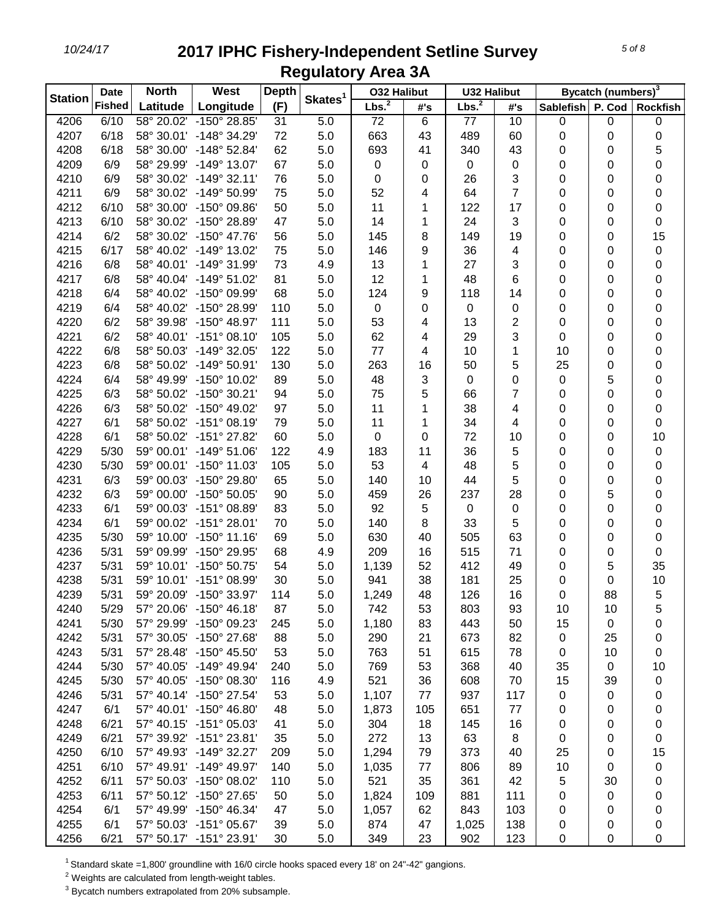# 2017 IPHC Fishery-Independent Setline Survey
## Regulatory Area 3A

| Station | Date Fished | North Latitude | West Longitude | Depth (F) | Skates[1] | O32 Halibut Lbs.[2] | O32 Halibut #'s | U32 Halibut Lbs.[2] | U32 Halibut #'s | Bycatch (numbers)[3] Sablefish | P. Cod | Rockfish |
|---|---|---|---|---|---|---|---|---|---|---|---|---|
| 4206 | 6/10 | 58° 20.02' | -150° 28.85' | 31 | 5.0 | 72 | 6 | 77 | 10 | 0 | 0 | 0 |
| 4207 | 6/18 | 58° 30.01' | -148° 34.29' | 72 | 5.0 | 663 | 43 | 489 | 60 | 0 | 0 | 0 |
| 4208 | 6/18 | 58° 30.00' | -148° 52.84' | 62 | 5.0 | 693 | 41 | 340 | 43 | 0 | 0 | 5 |
| 4209 | 6/9 | 58° 29.99' | -149° 13.07' | 67 | 5.0 | 0 | 0 | 0 | 0 | 0 | 0 | 0 |
| 4210 | 6/9 | 58° 30.02' | -149° 32.11' | 76 | 5.0 | 0 | 0 | 26 | 3 | 0 | 0 | 0 |
| 4211 | 6/9 | 58° 30.02' | -149° 50.99' | 75 | 5.0 | 52 | 4 | 64 | 7 | 0 | 0 | 0 |
| 4212 | 6/10 | 58° 30.00' | -150° 09.86' | 50 | 5.0 | 11 | 1 | 122 | 17 | 0 | 0 | 0 |
| 4213 | 6/10 | 58° 30.02' | -150° 28.89' | 47 | 5.0 | 14 | 1 | 24 | 3 | 0 | 0 | 0 |
| 4214 | 6/2 | 58° 30.02' | -150° 47.76' | 56 | 5.0 | 145 | 8 | 149 | 19 | 0 | 0 | 15 |
| 4215 | 6/17 | 58° 40.02' | -149° 13.02' | 75 | 5.0 | 146 | 9 | 36 | 4 | 0 | 0 | 0 |
| 4216 | 6/8 | 58° 40.01' | -149° 31.99' | 73 | 4.9 | 13 | 1 | 27 | 3 | 0 | 0 | 0 |
| 4217 | 6/8 | 58° 40.04' | -149° 51.02' | 81 | 5.0 | 12 | 1 | 48 | 6 | 0 | 0 | 0 |
| 4218 | 6/4 | 58° 40.02' | -150° 09.99' | 68 | 5.0 | 124 | 9 | 118 | 14 | 0 | 0 | 0 |
| 4219 | 6/4 | 58° 40.02' | -150° 28.99' | 110 | 5.0 | 0 | 0 | 0 | 0 | 0 | 0 | 0 |
| 4220 | 6/2 | 58° 39.98' | -150° 48.97' | 111 | 5.0 | 53 | 4 | 13 | 2 | 0 | 0 | 0 |
| 4221 | 6/2 | 58° 40.01' | -151° 08.10' | 105 | 5.0 | 62 | 4 | 29 | 3 | 0 | 0 | 0 |
| 4222 | 6/8 | 58° 50.03' | -149° 32.05' | 122 | 5.0 | 77 | 4 | 10 | 1 | 10 | 0 | 0 |
| 4223 | 6/8 | 58° 50.02' | -149° 50.91' | 130 | 5.0 | 263 | 16 | 50 | 5 | 25 | 0 | 0 |
| 4224 | 6/4 | 58° 49.99' | -150° 10.02' | 89 | 5.0 | 48 | 3 | 0 | 0 | 0 | 5 | 0 |
| 4225 | 6/3 | 58° 50.02' | -150° 30.21' | 94 | 5.0 | 75 | 5 | 66 | 7 | 0 | 0 | 0 |
| 4226 | 6/3 | 58° 50.02' | -150° 49.02' | 97 | 5.0 | 11 | 1 | 38 | 4 | 0 | 0 | 0 |
| 4227 | 6/1 | 58° 50.02' | -151° 08.19' | 79 | 5.0 | 11 | 1 | 34 | 4 | 0 | 0 | 0 |
| 4228 | 6/1 | 58° 50.02' | -151° 27.82' | 60 | 5.0 | 0 | 0 | 72 | 10 | 0 | 0 | 10 |
| 4229 | 5/30 | 59° 00.01' | -149° 51.06' | 122 | 4.9 | 183 | 11 | 36 | 5 | 0 | 0 | 0 |
| 4230 | 5/30 | 59° 00.01' | -150° 11.03' | 105 | 5.0 | 53 | 4 | 48 | 5 | 0 | 0 | 0 |
| 4231 | 6/3 | 59° 00.03' | -150° 29.80' | 65 | 5.0 | 140 | 10 | 44 | 5 | 0 | 0 | 0 |
| 4232 | 6/3 | 59° 00.00' | -150° 50.05' | 90 | 5.0 | 459 | 26 | 237 | 28 | 0 | 5 | 0 |
| 4233 | 6/1 | 59° 00.03' | -151° 08.89' | 83 | 5.0 | 92 | 5 | 0 | 0 | 0 | 0 | 0 |
| 4234 | 6/1 | 59° 00.02' | -151° 28.01' | 70 | 5.0 | 140 | 8 | 33 | 5 | 0 | 0 | 0 |
| 4235 | 5/30 | 59° 10.00' | -150° 11.16' | 69 | 5.0 | 630 | 40 | 505 | 63 | 0 | 0 | 0 |
| 4236 | 5/31 | 59° 09.99' | -150° 29.95' | 68 | 4.9 | 209 | 16 | 515 | 71 | 0 | 0 | 0 |
| 4237 | 5/31 | 59° 10.01' | -150° 50.75' | 54 | 5.0 | 1,139 | 52 | 412 | 49 | 0 | 5 | 35 |
| 4238 | 5/31 | 59° 10.01' | -151° 08.99' | 30 | 5.0 | 941 | 38 | 181 | 25 | 0 | 0 | 10 |
| 4239 | 5/31 | 59° 20.09' | -150° 33.97' | 114 | 5.0 | 1,249 | 48 | 126 | 16 | 0 | 88 | 5 |
| 4240 | 5/29 | 57° 20.06' | -150° 46.18' | 87 | 5.0 | 742 | 53 | 803 | 93 | 10 | 10 | 5 |
| 4241 | 5/30 | 57° 29.99' | -150° 09.23' | 245 | 5.0 | 1,180 | 83 | 443 | 50 | 15 | 0 | 0 |
| 4242 | 5/31 | 57° 30.05' | -150° 27.68' | 88 | 5.0 | 290 | 21 | 673 | 82 | 0 | 25 | 0 |
| 4243 | 5/31 | 57° 28.48' | -150° 45.50' | 53 | 5.0 | 763 | 51 | 615 | 78 | 0 | 10 | 0 |
| 4244 | 5/30 | 57° 40.05' | -149° 49.94' | 240 | 5.0 | 769 | 53 | 368 | 40 | 35 | 0 | 10 |
| 4245 | 5/30 | 57° 40.05' | -150° 08.30' | 116 | 4.9 | 521 | 36 | 608 | 70 | 15 | 39 | 0 |
| 4246 | 5/31 | 57° 40.14' | -150° 27.54' | 53 | 5.0 | 1,107 | 77 | 937 | 117 | 0 | 0 | 0 |
| 4247 | 6/1 | 57° 40.01' | -150° 46.80' | 48 | 5.0 | 1,873 | 105 | 651 | 77 | 0 | 0 | 0 |
| 4248 | 6/21 | 57° 40.15' | -151° 05.03' | 41 | 5.0 | 304 | 18 | 145 | 16 | 0 | 0 | 0 |
| 4249 | 6/21 | 57° 39.92' | -151° 23.81' | 35 | 5.0 | 272 | 13 | 63 | 8 | 0 | 0 | 0 |
| 4250 | 6/10 | 57° 49.93' | -149° 32.27' | 209 | 5.0 | 1,294 | 79 | 373 | 40 | 25 | 0 | 15 |
| 4251 | 6/10 | 57° 49.91' | -149° 49.97' | 140 | 5.0 | 1,035 | 77 | 806 | 89 | 10 | 0 | 0 |
| 4252 | 6/11 | 57° 50.03' | -150° 08.02' | 110 | 5.0 | 521 | 35 | 361 | 42 | 5 | 30 | 0 |
| 4253 | 6/11 | 57° 50.12' | -150° 27.65' | 50 | 5.0 | 1,824 | 109 | 881 | 111 | 0 | 0 | 0 |
| 4254 | 6/1 | 57° 49.99' | -150° 46.34' | 47 | 5.0 | 1,057 | 62 | 843 | 103 | 0 | 0 | 0 |
| 4255 | 6/1 | 57° 50.03' | -151° 05.67' | 39 | 5.0 | 874 | 47 | 1,025 | 138 | 0 | 0 | 0 |
| 4256 | 6/21 | 57° 50.17' | -151° 23.91' | 30 | 5.0 | 349 | 23 | 902 | 123 | 0 | 0 | 0 |

[1] Standard skate =1,800' groundline with 16/0 circle hooks spaced every 18' on 24"-42" gangions.

[2] Weights are calculated from length-weight tables.

[3] Bycatch numbers extrapolated from 20% subsample.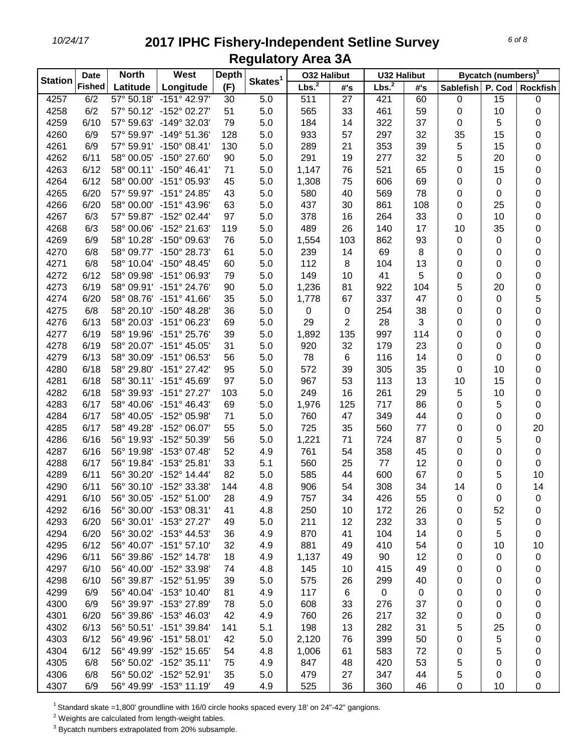# 2017 IPHC Fishery-Independent Setline Survey
## Regulatory Area 3A

| Station | Date Fished | North Latitude | West Longitude | Depth (F) | Skates[1] | O32 Halibut | | U32 Halibut | | Bycatch (numbers)[3] | | |
|---|---|---|---|---|---|---|---|---|---|---|---|---|
| | | | | | | Lbs.[2] | #'s | Lbs.[2] | #'s | Sablefish | P. Cod | Rockfish |
| 4257 | 6/2 | 57° 50.18' | -151° 42.97' | 30 | 5.0 | 511 | 27 | 421 | 60 | 0 | 15 | 0 |
| 4258 | 6/2 | 57° 50.12' | -152° 02.27' | 51 | 5.0 | 565 | 33 | 461 | 59 | 0 | 10 | 0 |
| 4259 | 6/10 | 57° 59.63' | -149° 32.03' | 79 | 5.0 | 184 | 14 | 322 | 37 | 0 | 5 | 0 |
| 4260 | 6/9 | 57° 59.97' | -149° 51.36' | 128 | 5.0 | 933 | 57 | 297 | 32 | 35 | 15 | 0 |
| 4261 | 6/9 | 57° 59.91' | -150° 08.41' | 130 | 5.0 | 289 | 21 | 353 | 39 | 5 | 15 | 0 |
| 4262 | 6/11 | 58° 00.05' | -150° 27.60' | 90 | 5.0 | 291 | 19 | 277 | 32 | 5 | 20 | 0 |
| 4263 | 6/12 | 58° 00.11' | -150° 46.41' | 71 | 5.0 | 1,147 | 76 | 521 | 65 | 0 | 15 | 0 |
| 4264 | 6/12 | 58° 00.00' | -151° 05.93' | 45 | 5.0 | 1,308 | 75 | 606 | 69 | 0 | 0 | 0 |
| 4265 | 6/20 | 57° 59.97' | -151° 24.85' | 43 | 5.0 | 580 | 40 | 569 | 78 | 0 | 0 | 0 |
| 4266 | 6/20 | 58° 00.00' | -151° 43.96' | 63 | 5.0 | 437 | 30 | 861 | 108 | 0 | 25 | 0 |
| 4267 | 6/3 | 57° 59.87' | -152° 02.44' | 97 | 5.0 | 378 | 16 | 264 | 33 | 0 | 10 | 0 |
| 4268 | 6/3 | 58° 00.06' | -152° 21.63' | 119 | 5.0 | 489 | 26 | 140 | 17 | 10 | 35 | 0 |
| 4269 | 6/9 | 58° 10.28' | -150° 09.63' | 76 | 5.0 | 1,554 | 103 | 862 | 93 | 0 | 0 | 0 |
| 4270 | 6/8 | 58° 09.77' | -150° 28.73' | 61 | 5.0 | 239 | 14 | 69 | 8 | 0 | 0 | 0 |
| 4271 | 6/8 | 58° 10.04' | -150° 48.45' | 60 | 5.0 | 112 | 8 | 104 | 13 | 0 | 0 | 0 |
| 4272 | 6/12 | 58° 09.98' | -151° 06.93' | 79 | 5.0 | 149 | 10 | 41 | 5 | 0 | 0 | 0 |
| 4273 | 6/19 | 58° 09.91' | -151° 24.76' | 90 | 5.0 | 1,236 | 81 | 922 | 104 | 5 | 20 | 0 |
| 4274 | 6/20 | 58° 08.76' | -151° 41.66' | 35 | 5.0 | 1,778 | 67 | 337 | 47 | 0 | 0 | 5 |
| 4275 | 6/8 | 58° 20.10' | -150° 48.28' | 36 | 5.0 | 0 | 0 | 254 | 38 | 0 | 0 | 0 |
| 4276 | 6/13 | 58° 20.03' | -151° 06.23' | 69 | 5.0 | 29 | 2 | 28 | 3 | 0 | 0 | 0 |
| 4277 | 6/19 | 58° 19.96' | -151° 25.76' | 39 | 5.0 | 1,892 | 135 | 997 | 114 | 0 | 0 | 0 |
| 4278 | 6/19 | 58° 20.07' | -151° 45.05' | 31 | 5.0 | 920 | 32 | 179 | 23 | 0 | 0 | 0 |
| 4279 | 6/13 | 58° 30.09' | -151° 06.53' | 56 | 5.0 | 78 | 6 | 116 | 14 | 0 | 0 | 0 |
| 4280 | 6/18 | 58° 29.80' | -151° 27.42' | 95 | 5.0 | 572 | 39 | 305 | 35 | 0 | 10 | 0 |
| 4281 | 6/18 | 58° 30.11' | -151° 45.69' | 97 | 5.0 | 967 | 53 | 113 | 13 | 10 | 15 | 0 |
| 4282 | 6/18 | 58° 39.93' | -151° 27.27' | 103 | 5.0 | 249 | 16 | 261 | 29 | 5 | 10 | 0 |
| 4283 | 6/17 | 58° 40.06' | -151° 46.43' | 69 | 5.0 | 1,976 | 125 | 717 | 86 | 0 | 5 | 0 |
| 4284 | 6/17 | 58° 40.05' | -152° 05.98' | 71 | 5.0 | 760 | 47 | 349 | 44 | 0 | 0 | 0 |
| 4285 | 6/17 | 58° 49.28' | -152° 06.07' | 55 | 5.0 | 725 | 35 | 560 | 77 | 0 | 0 | 20 |
| 4286 | 6/16 | 56° 19.93' | -152° 50.39' | 56 | 5.0 | 1,221 | 71 | 724 | 87 | 0 | 5 | 0 |
| 4287 | 6/16 | 56° 19.98' | -153° 07.48' | 52 | 4.9 | 761 | 54 | 358 | 45 | 0 | 0 | 0 |
| 4288 | 6/17 | 56° 19.84' | -153° 25.81' | 33 | 5.1 | 560 | 25 | 77 | 12 | 0 | 0 | 0 |
| 4289 | 6/11 | 56° 30.20' | -152° 14.44' | 82 | 5.0 | 585 | 44 | 600 | 67 | 0 | 5 | 10 |
| 4290 | 6/11 | 56° 30.10' | -152° 33.38' | 144 | 4.8 | 906 | 54 | 308 | 34 | 14 | 0 | 14 |
| 4291 | 6/10 | 56° 30.05' | -152° 51.00' | 28 | 4.9 | 757 | 34 | 426 | 55 | 0 | 0 | 0 |
| 4292 | 6/16 | 56° 30.00' | -153° 08.31' | 41 | 4.8 | 250 | 10 | 172 | 26 | 0 | 52 | 0 |
| 4293 | 6/20 | 56° 30.01' | -153° 27.27' | 49 | 5.0 | 211 | 12 | 232 | 33 | 0 | 5 | 0 |
| 4294 | 6/20 | 56° 30.02' | -153° 44.53' | 36 | 4.9 | 870 | 41 | 104 | 14 | 0 | 5 | 0 |
| 4295 | 6/12 | 56° 40.07' | -151° 57.10' | 32 | 4.9 | 881 | 49 | 410 | 54 | 0 | 10 | 10 |
| 4296 | 6/11 | 56° 39.86' | -152° 14.78' | 18 | 4.9 | 1,137 | 49 | 90 | 12 | 0 | 0 | 0 |
| 4297 | 6/10 | 56° 40.00' | -152° 33.98' | 74 | 4.8 | 145 | 10 | 415 | 49 | 0 | 0 | 0 |
| 4298 | 6/10 | 56° 39.87' | -152° 51.95' | 39 | 5.0 | 575 | 26 | 299 | 40 | 0 | 0 | 0 |
| 4299 | 6/9 | 56° 40.04' | -153° 10.40' | 81 | 4.9 | 117 | 6 | 0 | 0 | 0 | 0 | 0 |
| 4300 | 6/9 | 56° 39.97' | -153° 27.89' | 78 | 5.0 | 608 | 33 | 276 | 37 | 0 | 0 | 0 |
| 4301 | 6/20 | 56° 39.86' | -153° 46.03' | 42 | 4.9 | 760 | 26 | 217 | 32 | 0 | 0 | 0 |
| 4302 | 6/13 | 56° 50.51' | -151° 39.84' | 141 | 5.1 | 198 | 13 | 282 | 31 | 5 | 25 | 0 |
| 4303 | 6/12 | 56° 49.96' | -151° 58.01' | 42 | 5.0 | 2,120 | 76 | 399 | 50 | 0 | 5 | 0 |
| 4304 | 6/12 | 56° 49.99' | -152° 15.65' | 54 | 4.8 | 1,006 | 61 | 583 | 72 | 0 | 5 | 0 |
| 4305 | 6/8 | 56° 50.02' | -152° 35.11' | 75 | 4.9 | 847 | 48 | 420 | 53 | 5 | 0 | 0 |
| 4306 | 6/8 | 56° 50.02' | -152° 52.91' | 35 | 5.0 | 479 | 27 | 347 | 44 | 5 | 0 | 0 |
| 4307 | 6/9 | 56° 49.99' | -153° 11.19' | 49 | 4.9 | 525 | 36 | 360 | 46 | 0 | 10 | 0 |

[1] Standard skate =1,800' groundline with 16/0 circle hooks spaced every 18' on 24"-42" gangions.

[2] Weights are calculated from length-weight tables.

[3] Bycatch numbers extrapolated from 20% subsample.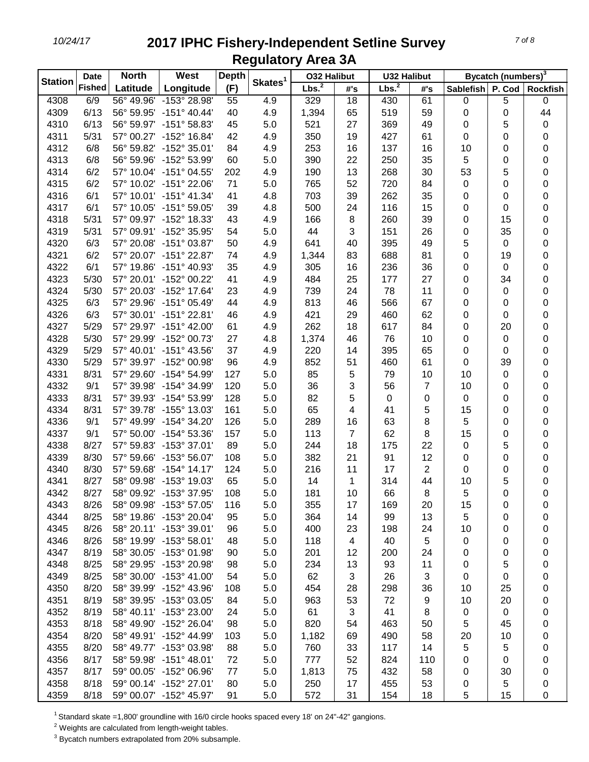# 2017 IPHC Fishery-Independent Setline Survey

## Regulatory Area 3A

| Station | Date Fished | North Latitude | West Longitude | Depth (F) | Skates[1] | O32 Halibut | | U32 Halibut | | Bycatch (numbers)[3] | | |
|---|---|---|---|---|---|---|---|---|---|---|---|---|
| | | | | | | Lbs.[2] | #'s | Lbs.[2] | #'s | Sablefish | P. Cod | Rockfish |
| 4308 | 6/9 | 56° 49.96' | -153° 28.98' | 55 | 4.9 | 329 | 18 | 430 | 61 | 0 | 5 | 0 |
| 4309 | 6/13 | 56° 59.95' | -151° 40.44' | 40 | 4.9 | 1,394 | 65 | 519 | 59 | 0 | 0 | 44 |
| 4310 | 6/13 | 56° 59.97' | -151° 58.83' | 45 | 5.0 | 521 | 27 | 369 | 49 | 0 | 5 | 0 |
| 4311 | 5/31 | 57° 00.27' | -152° 16.84' | 42 | 4.9 | 350 | 19 | 427 | 61 | 0 | 0 | 0 |
| 4312 | 6/8 | 56° 59.82' | -152° 35.01' | 84 | 4.9 | 253 | 16 | 137 | 16 | 10 | 0 | 0 |
| 4313 | 6/8 | 56° 59.96' | -152° 53.99' | 60 | 5.0 | 390 | 22 | 250 | 35 | 5 | 0 | 0 |
| 4314 | 6/2 | 57° 10.04' | -151° 04.55' | 202 | 4.9 | 190 | 13 | 268 | 30 | 53 | 5 | 0 |
| 4315 | 6/2 | 57° 10.02' | -151° 22.06' | 71 | 5.0 | 765 | 52 | 720 | 84 | 0 | 0 | 0 |
| 4316 | 6/1 | 57° 10.01' | -151° 41.34' | 41 | 4.8 | 703 | 39 | 262 | 35 | 0 | 0 | 0 |
| 4317 | 6/1 | 57° 10.05' | -151° 59.05' | 39 | 4.8 | 500 | 24 | 116 | 15 | 0 | 0 | 0 |
| 4318 | 5/31 | 57° 09.97' | -152° 18.33' | 43 | 4.9 | 166 | 8 | 260 | 39 | 0 | 15 | 0 |
| 4319 | 5/31 | 57° 09.91' | -152° 35.95' | 54 | 5.0 | 44 | 3 | 151 | 26 | 0 | 35 | 0 |
| 4320 | 6/3 | 57° 20.08' | -151° 03.87' | 50 | 4.9 | 641 | 40 | 395 | 49 | 5 | 0 | 0 |
| 4321 | 6/2 | 57° 20.07' | -151° 22.87' | 74 | 4.9 | 1,344 | 83 | 688 | 81 | 0 | 19 | 0 |
| 4322 | 6/1 | 57° 19.86' | -151° 40.93' | 35 | 4.9 | 305 | 16 | 236 | 36 | 0 | 0 | 0 |
| 4323 | 5/30 | 57° 20.01' | -152° 00.22' | 41 | 4.9 | 484 | 25 | 177 | 27 | 0 | 34 | 0 |
| 4324 | 5/30 | 57° 20.03' | -152° 17.64' | 23 | 4.9 | 739 | 24 | 78 | 11 | 0 | 0 | 0 |
| 4325 | 6/3 | 57° 29.96' | -151° 05.49' | 44 | 4.9 | 813 | 46 | 566 | 67 | 0 | 0 | 0 |
| 4326 | 6/3 | 57° 30.01' | -151° 22.81' | 46 | 4.9 | 421 | 29 | 460 | 62 | 0 | 0 | 0 |
| 4327 | 5/29 | 57° 29.97' | -151° 42.00' | 61 | 4.9 | 262 | 18 | 617 | 84 | 0 | 20 | 0 |
| 4328 | 5/30 | 57° 29.99' | -152° 00.73' | 27 | 4.8 | 1,374 | 46 | 76 | 10 | 0 | 0 | 0 |
| 4329 | 5/29 | 57° 40.01' | -151° 43.56' | 37 | 4.9 | 220 | 14 | 395 | 65 | 0 | 0 | 0 |
| 4330 | 5/29 | 57° 39.97' | -152° 00.98' | 96 | 4.9 | 852 | 51 | 460 | 61 | 0 | 39 | 0 |
| 4331 | 8/31 | 57° 29.60' | -154° 54.99' | 127 | 5.0 | 85 | 5 | 79 | 10 | 10 | 0 | 0 |
| 4332 | 9/1 | 57° 39.98' | -154° 34.99' | 120 | 5.0 | 36 | 3 | 56 | 7 | 10 | 0 | 0 |
| 4333 | 8/31 | 57° 39.93' | -154° 53.99' | 128 | 5.0 | 82 | 5 | 0 | 0 | 0 | 0 | 0 |
| 4334 | 8/31 | 57° 39.78' | -155° 13.03' | 161 | 5.0 | 65 | 4 | 41 | 5 | 15 | 0 | 0 |
| 4336 | 9/1 | 57° 49.99' | -154° 34.20' | 126 | 5.0 | 289 | 16 | 63 | 8 | 5 | 0 | 0 |
| 4337 | 9/1 | 57° 50.00' | -154° 53.36' | 157 | 5.0 | 113 | 7 | 62 | 8 | 15 | 0 | 0 |
| 4338 | 8/27 | 57° 59.83' | -153° 37.01' | 89 | 5.0 | 244 | 18 | 175 | 22 | 0 | 5 | 0 |
| 4339 | 8/30 | 57° 59.66' | -153° 56.07' | 108 | 5.0 | 382 | 21 | 91 | 12 | 0 | 0 | 0 |
| 4340 | 8/30 | 57° 59.68' | -154° 14.17' | 124 | 5.0 | 216 | 11 | 17 | 2 | 0 | 0 | 0 |
| 4341 | 8/27 | 58° 09.98' | -153° 19.03' | 65 | 5.0 | 14 | 1 | 314 | 44 | 10 | 5 | 0 |
| 4342 | 8/27 | 58° 09.92' | -153° 37.95' | 108 | 5.0 | 181 | 10 | 66 | 8 | 5 | 0 | 0 |
| 4343 | 8/26 | 58° 09.98' | -153° 57.05' | 116 | 5.0 | 355 | 17 | 169 | 20 | 15 | 0 | 0 |
| 4344 | 8/25 | 58° 19.86' | -153° 20.04' | 95 | 5.0 | 364 | 14 | 99 | 13 | 5 | 0 | 0 |
| 4345 | 8/26 | 58° 20.11' | -153° 39.01' | 96 | 5.0 | 400 | 23 | 198 | 24 | 10 | 0 | 0 |
| 4346 | 8/26 | 58° 19.99' | -153° 58.01' | 48 | 5.0 | 118 | 4 | 40 | 5 | 0 | 0 | 0 |
| 4347 | 8/19 | 58° 30.05' | -153° 01.98' | 90 | 5.0 | 201 | 12 | 200 | 24 | 0 | 0 | 0 |
| 4348 | 8/25 | 58° 29.95' | -153° 20.98' | 98 | 5.0 | 234 | 13 | 93 | 11 | 0 | 5 | 0 |
| 4349 | 8/25 | 58° 30.00' | -153° 41.00' | 54 | 5.0 | 62 | 3 | 26 | 3 | 0 | 0 | 0 |
| 4350 | 8/20 | 58° 39.99' | -152° 43.96' | 108 | 5.0 | 454 | 28 | 298 | 36 | 10 | 25 | 0 |
| 4351 | 8/19 | 58° 39.95' | -153° 03.05' | 84 | 5.0 | 963 | 53 | 72 | 9 | 10 | 20 | 0 |
| 4352 | 8/19 | 58° 40.11' | -153° 23.00' | 24 | 5.0 | 61 | 3 | 41 | 8 | 0 | 0 | 0 |
| 4353 | 8/18 | 58° 49.90' | -152° 26.04' | 98 | 5.0 | 820 | 54 | 463 | 50 | 5 | 45 | 0 |
| 4354 | 8/20 | 58° 49.91' | -152° 44.99' | 103 | 5.0 | 1,182 | 69 | 490 | 58 | 20 | 10 | 0 |
| 4355 | 8/20 | 58° 49.77' | -153° 03.98' | 88 | 5.0 | 760 | 33 | 117 | 14 | 5 | 5 | 0 |
| 4356 | 8/17 | 58° 59.98' | -151° 48.01' | 72 | 5.0 | 777 | 52 | 824 | 110 | 0 | 0 | 0 |
| 4357 | 8/17 | 59° 00.05' | -152° 06.96' | 77 | 5.0 | 1,813 | 75 | 432 | 58 | 0 | 30 | 0 |
| 4358 | 8/18 | 59° 00.14' | -152° 27.01' | 80 | 5.0 | 250 | 17 | 455 | 53 | 0 | 5 | 0 |
| 4359 | 8/18 | 59° 00.07' | -152° 45.97' | 91 | 5.0 | 572 | 31 | 154 | 18 | 5 | 15 | 0 |

[1] Standard skate =1,800' groundline with 16/0 circle hooks spaced every 18' on 24"-42" gangions.

[2] Weights are calculated from length-weight tables.

[3] Bycatch numbers extrapolated from 20% subsample.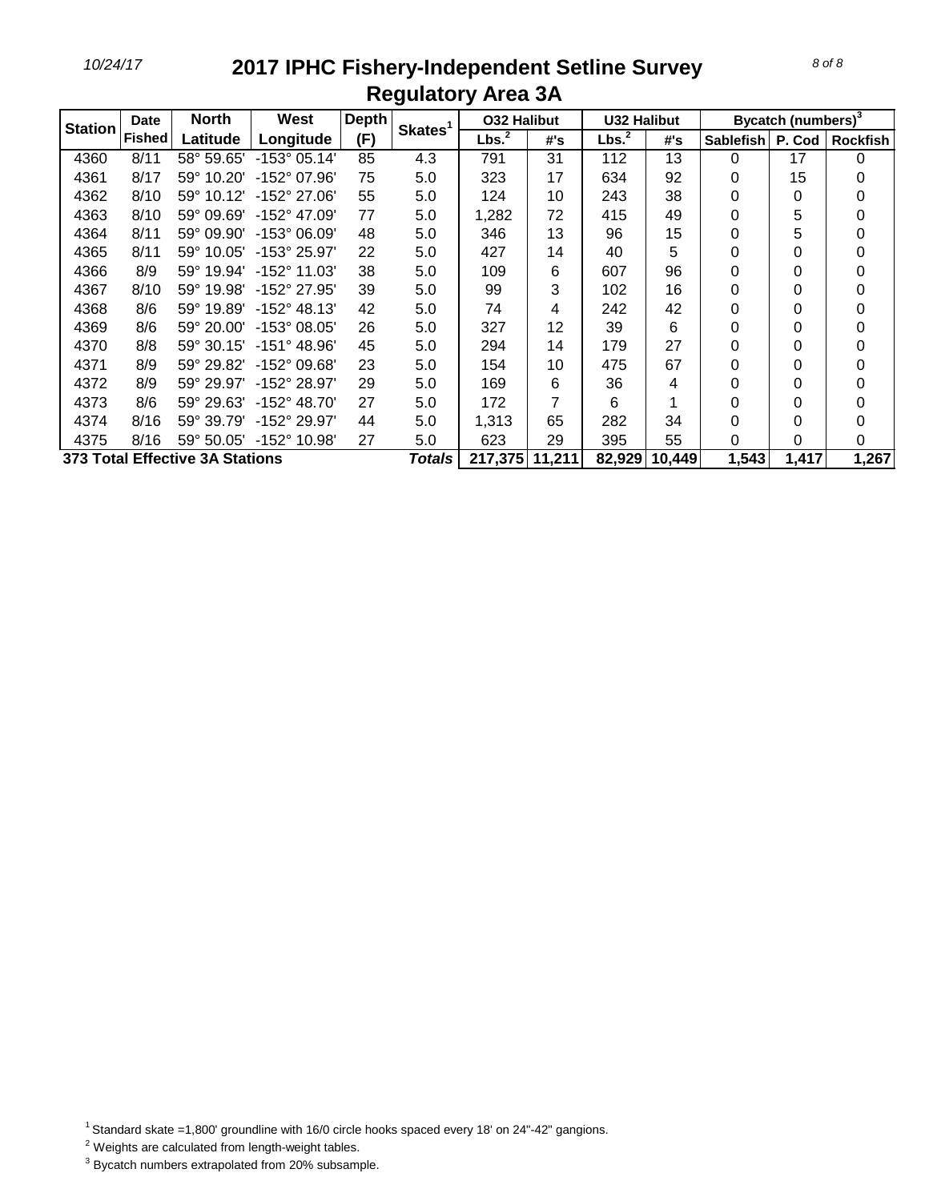# 2017 IPHC Fishery-Independent Setline Survey

## Regulatory Area 3A

| Station | Date Fished | North Latitude | West Longitude | Depth (F) | Skates[1] | O32 Halibut | | U32 Halibut | | Bycatch (numbers)[3] | | |
|---|---|---|---|---|---|---|---|---|---|---|---|---|
| | | | | | | Lbs.[2] | #'s | Lbs.[2] | #'s | Sablefish | P. Cod | Rockfish |
| 4360 | 8/11 | 58° 59.65' | -153° 05.14' | 85 | 4.3 | 791 | 31 | 112 | 13 | 0 | 17 | 0 |
| 4361 | 8/17 | 59° 10.20' | -152° 07.96' | 75 | 5.0 | 323 | 17 | 634 | 92 | 0 | 15 | 0 |
| 4362 | 8/10 | 59° 10.12' | -152° 27.06' | 55 | 5.0 | 124 | 10 | 243 | 38 | 0 | 0 | 0 |
| 4363 | 8/10 | 59° 09.69' | -152° 47.09' | 77 | 5.0 | 1,282 | 72 | 415 | 49 | 0 | 5 | 0 |
| 4364 | 8/11 | 59° 09.90' | -153° 06.09' | 48 | 5.0 | 346 | 13 | 96 | 15 | 0 | 5 | 0 |
| 4365 | 8/11 | 59° 10.05' | -153° 25.97' | 22 | 5.0 | 427 | 14 | 40 | 5 | 0 | 0 | 0 |
| 4366 | 8/9 | 59° 19.94' | -152° 11.03' | 38 | 5.0 | 109 | 6 | 607 | 96 | 0 | 0 | 0 |
| 4367 | 8/10 | 59° 19.98' | -152° 27.95' | 39 | 5.0 | 99 | 3 | 102 | 16 | 0 | 0 | 0 |
| 4368 | 8/6 | 59° 19.89' | -152° 48.13' | 42 | 5.0 | 74 | 4 | 242 | 42 | 0 | 0 | 0 |
| 4369 | 8/6 | 59° 20.00' | -153° 08.05' | 26 | 5.0 | 327 | 12 | 39 | 6 | 0 | 0 | 0 |
| 4370 | 8/8 | 59° 30.15' | -151° 48.96' | 45 | 5.0 | 294 | 14 | 179 | 27 | 0 | 0 | 0 |
| 4371 | 8/9 | 59° 29.82' | -152° 09.68' | 23 | 5.0 | 154 | 10 | 475 | 67 | 0 | 0 | 0 |
| 4372 | 8/9 | 59° 29.97' | -152° 28.97' | 29 | 5.0 | 169 | 6 | 36 | 4 | 0 | 0 | 0 |
| 4373 | 8/6 | 59° 29.63' | -152° 48.70' | 27 | 5.0 | 172 | 7 | 6 | 1 | 0 | 0 | 0 |
| 4374 | 8/16 | 59° 39.79' | -152° 29.97' | 44 | 5.0 | 1,313 | 65 | 282 | 34 | 0 | 0 | 0 |
| 4375 | 8/16 | 59° 50.05' | -152° 10.98' | 27 | 5.0 | 623 | 29 | 395 | 55 | 0 | 0 | 0 |
| **373 Total Effective 3A Stations** | | | | | ***Totals*** | **217,375** | **11,211** | **82,929** | **10,449** | **1,543** | **1,417** | **1,267** |

[1] Standard skate =1,800' groundline with 16/0 circle hooks spaced every 18' on 24"-42" gangions.

[2] Weights are calculated from length-weight tables.

[3] Bycatch numbers extrapolated from 20% subsample.